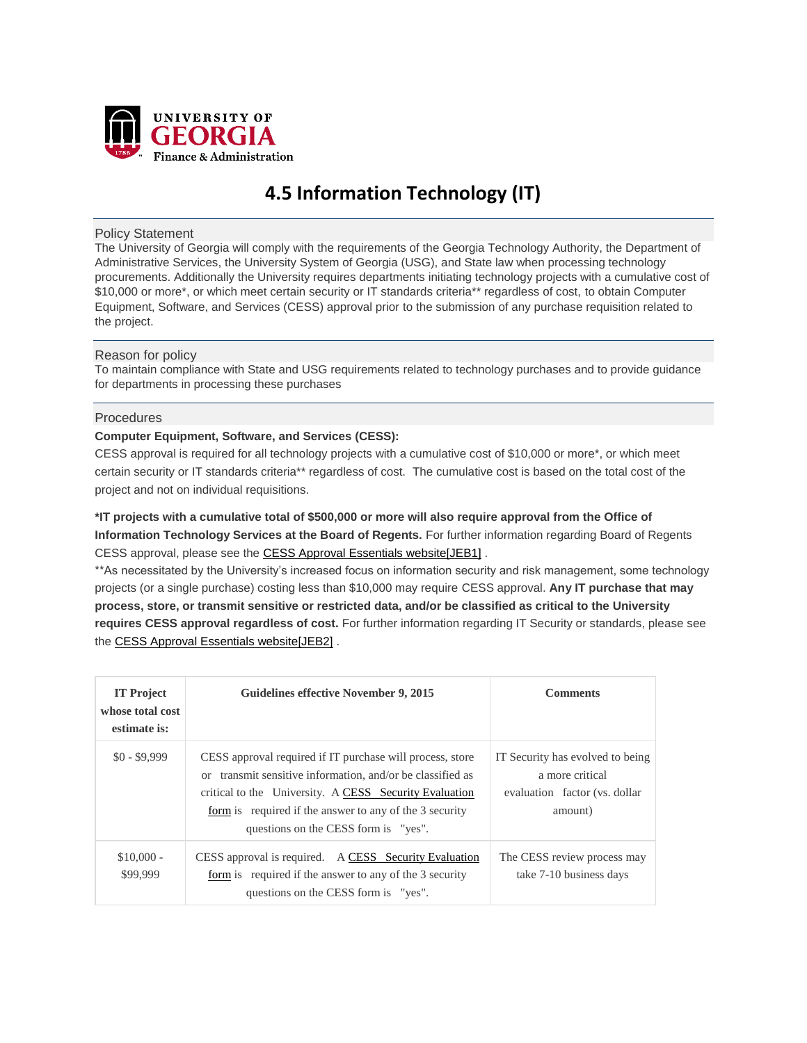UNIVERSITY OF GEORGIA
Finance & Administration

# 4.5 Information Technology (IT)

## Policy Statement

The University of Georgia will comply with the requirements of the Georgia Technology Authority, the Department of Administrative Services, the University System of Georgia (USG), and State law when processing technology procurements. Additionally the University requires departments initiating technology projects with a cumulative cost of $10,000 or more*, or which meet certain security or IT standards criteria** regardless of cost, to obtain Computer Equipment, Software, and Services (CESS) approval prior to the submission of any purchase requisition related to the project.

## Reason for policy

To maintain compliance with State and USG requirements related to technology purchases and to provide guidance for departments in processing these purchases

## Procedures

**Computer Equipment, Software, and Services (CESS):**

CESS approval is required for all technology projects with a cumulative cost of $10,000 or more*, or which meet certain security or IT standards criteria** regardless of cost. The cumulative cost is based on the total cost of the project and not on individual requisitions.

***IT projects with a cumulative total of $500,000 or more will also require approval from the Office of Information Technology Services at the Board of Regents.** For further information regarding Board of Regents CESS approval, please see the CESS Approval Essentials website[JEB1] .

**As necessitated by the University's increased focus on information security and risk management, some technology projects (or a single purchase) costing less than $10,000 may require CESS approval. **Any IT purchase that may process, store, or transmit sensitive or restricted data, and/or be classified as critical to the University requires CESS approval regardless of cost.** For further information regarding IT Security or standards, please see the CESS Approval Essentials website[JEB2] .

| IT Project whose total cost estimate is: | Guidelines effective November 9, 2015 | Comments |
|---|---|---|
| $0 - $9,999 | CESS approval required if IT purchase will process, store or transmit sensitive information, and/or be classified as critical to the University. A CESS Security Evaluation form is required if the answer to any of the 3 security questions on the CESS form is "yes". | IT Security has evolved to being a more critical evaluation factor (vs. dollar amount) |
| $10,000 - $99,999 | CESS approval is required. A CESS Security Evaluation form is required if the answer to any of the 3 security questions on the CESS form is "yes". | The CESS review process may take 7-10 business days |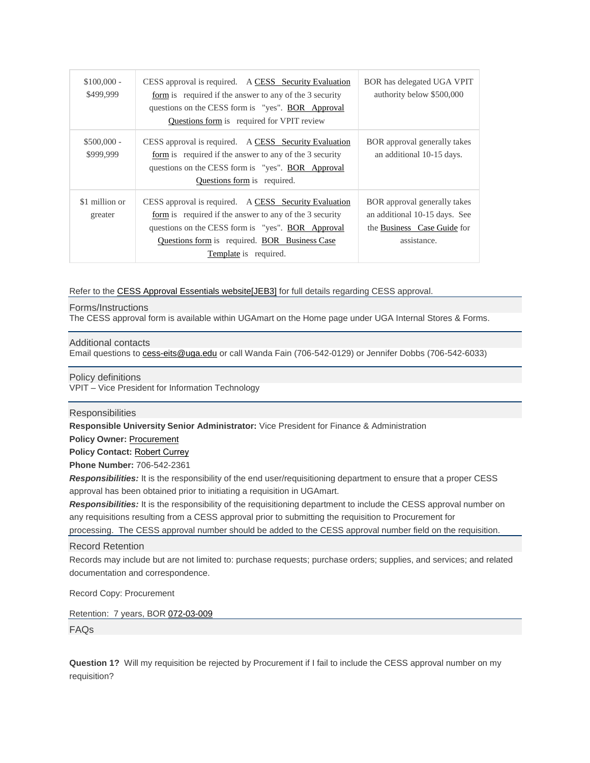| | | |
|---|---|---|
| $100,000 - $499,999 | CESS approval is required. A CESS Security Evaluation form is required if the answer to any of the 3 security questions on the CESS form is "yes". BOR Approval Questions form is required for VPIT review | BOR has delegated UGA VPIT authority below $500,000 |
| $500,000 - $999,999 | CESS approval is required. A CESS Security Evaluation form is required if the answer to any of the 3 security questions on the CESS form is "yes". BOR Approval Questions form is required. | BOR approval generally takes an additional 10-15 days. |
| $1 million or greater | CESS approval is required. A CESS Security Evaluation form is required if the answer to any of the 3 security questions on the CESS form is "yes". BOR Approval Questions form is required. BOR Business Case Template is required. | BOR approval generally takes an additional 10-15 days. See the Business Case Guide for assistance. |

Refer to the CESS Approval Essentials website[JEB3] for full details regarding CESS approval.

## Forms/Instructions

The CESS approval form is available within UGAmart on the Home page under UGA Internal Stores & Forms.

## Additional contacts

Email questions to cess-eits@uga.edu or call Wanda Fain (706-542-0129) or Jennifer Dobbs (706-542-6033)

## Policy definitions

VPIT – Vice President for Information Technology

## Responsibilities

**Responsible University Senior Administrator:** Vice President for Finance & Administration

**Policy Owner:** Procurement

**Policy Contact:** Robert Currey

**Phone Number:** 706-542-2361

***Responsibilities:*** It is the responsibility of the end user/requisitioning department to ensure that a proper CESS approval has been obtained prior to initiating a requisition in UGAmart.

***Responsibilities:*** It is the responsibility of the requisitioning department to include the CESS approval number on any requisitions resulting from a CESS approval prior to submitting the requisition to Procurement for processing. The CESS approval number should be added to the CESS approval number field on the requisition.

## Record Retention

Records may include but are not limited to: purchase requests; purchase orders; supplies, and services; and related documentation and correspondence.

Record Copy: Procurement

Retention: 7 years, BOR 072-03-009

## FAQs

**Question 1?** Will my requisition be rejected by Procurement if I fail to include the CESS approval number on my requisition?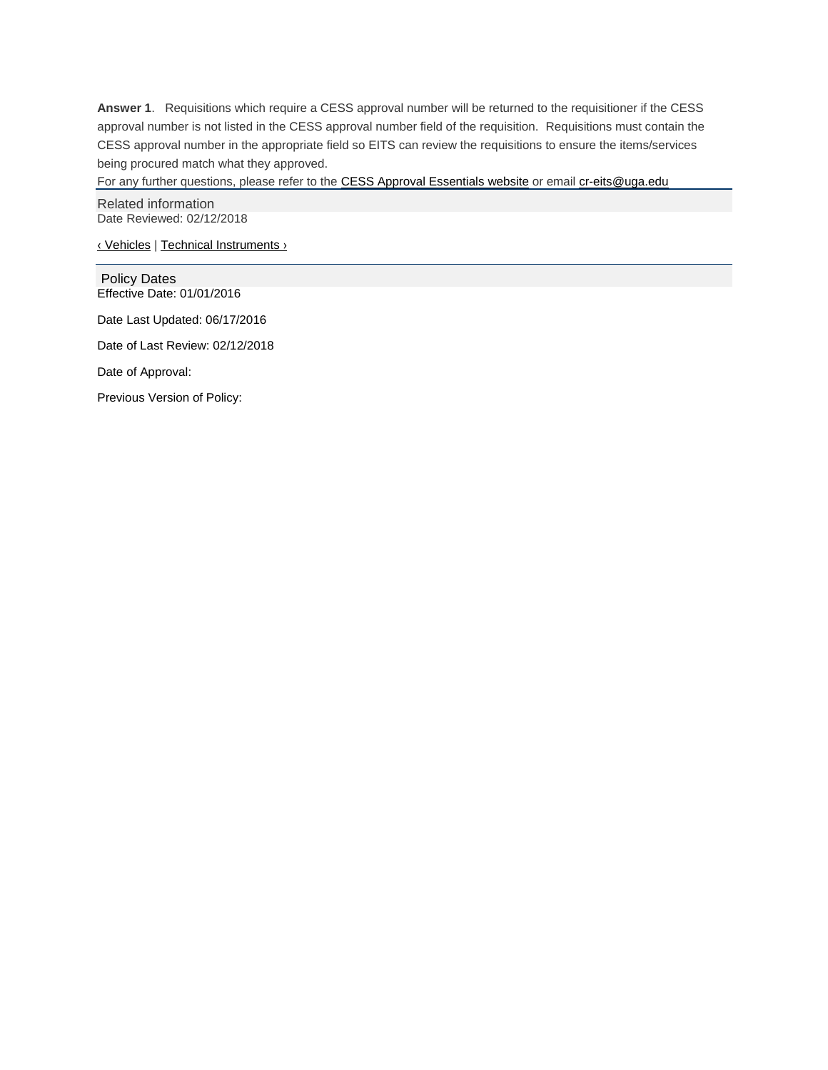**Answer 1**. Requisitions which require a CESS approval number will be returned to the requisitioner if the CESS approval number is not listed in the CESS approval number field of the requisition. Requisitions must contain the CESS approval number in the appropriate field so EITS can review the requisitions to ensure the items/services being procured match what they approved.

For any further questions, please refer to the CESS Approval Essentials website or email cr-eits@uga.edu

## Related information

Date Reviewed: 02/12/2018

‹ Vehicles | Technical Instruments ›

## Policy Dates

Effective Date: 01/01/2016

Date Last Updated: 06/17/2016

Date of Last Review: 02/12/2018

Date of Approval:

Previous Version of Policy: